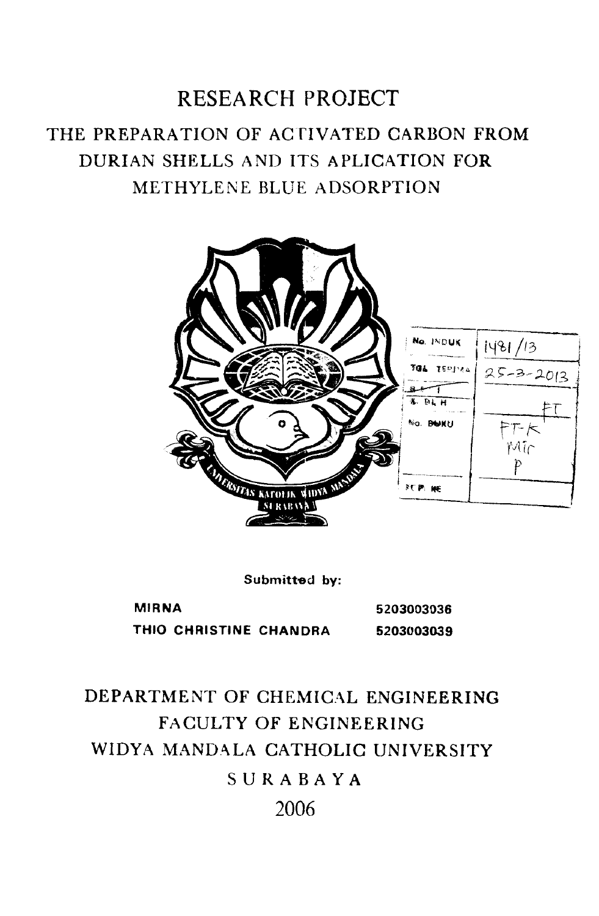# RESEARCH PROJECT

## THE PREPARATION OF ACTIVATED CARBON FROM DURIAN SHELLS AND ITS APLICATION FOR METHYLENE BLUE ADSORPTION

| | |
|---|---|
| No. INDUK | 1481/13 |
| TGL TERIMA | 25-3-2013 |
| B/H | |
| No. BUKU | FT-K Mir p |
| KE | |

**Submitted by:**

| | |
|---|---|
| **MIRNA** | **5203003036** |
| **THIO CHRISTINE CHANDRA** | **5203003039** |

DEPARTMENT OF CHEMICAL ENGINEERING

FACULTY OF ENGINEERING

WIDYA MANDALA CATHOLIC UNIVERSITY

SURABAYA

2006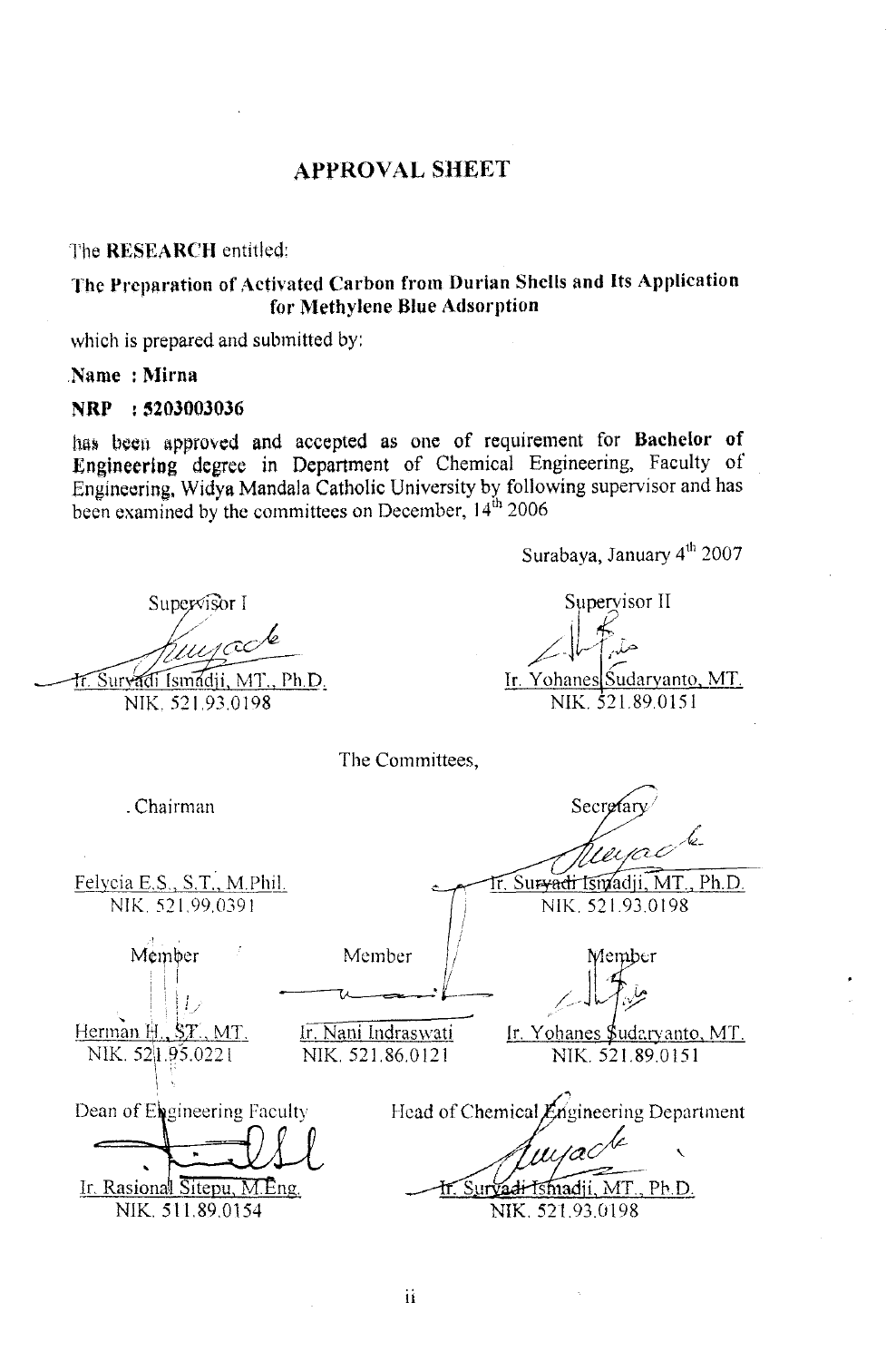# APPROVAL SHEET

The **RESEARCH** entitled:

**The Preparation of Activated Carbon from Durian Shells and Its Application for Methylene Blue Adsorption**

which is prepared and submitted by:

**Name : Mirna**

**NRP : 5203003036**

has been approved and accepted as one of requirement for **Bachelor of Engineering** degree in Department of Chemical Engineering, Faculty of Engineering, Widya Mandala Catholic University by following supervisor and has been examined by the committees on December, 14th 2006

Surabaya, January 4th 2007

Supervisor I

Ir. Suryadi Ismadji, MT., Ph.D.
NIK. 521.93.0198

Supervisor II

Ir. Yohanes Sudaryanto, MT.
NIK. 521.89.0151

The Committees,

Chairman

Felycia E.S., S.T., M.Phil.
NIK. 521.99.0391

Secretary

Ir. Suryadi Ismadji, MT., Ph.D.
NIK. 521.93.0198

Member

Herman H., ST., MT.
NIK. 521.95.0221

Member

Ir. Nani Indraswati
NIK. 521.86.0121

Member

Ir. Yohanes Sudaryanto, MT.
NIK. 521.89.0151

Dean of Engineering Faculty

Ir. Rasional Sitepu, M.Eng.
NIK. 511.89.0154

Head of Chemical Engineering Department

Ir. Suryadi Ismadji, MT., Ph.D.
NIK. 521.93.0198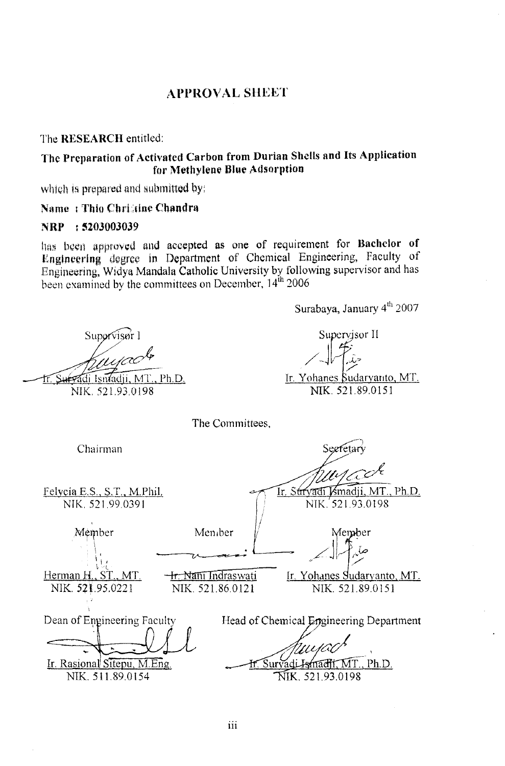# APPROVAL SHEET

The **RESEARCH** entitled:

**The Preparation of Activated Carbon from Durian Shells and Its Application for Methylene Blue Adsorption**

which is prepared and submitted by:

**Name : Thio Christine Chandra**

**NRP : 5203003039**

has been approved and accepted as one of requirement for **Bachelor of Engineering** degree in Department of Chemical Engineering, Faculty of Engineering, Widya Mandala Catholic University by following supervisor and has been examined by the committees on December, 14th 2006

Surabaya, January 4th 2007

| Supervisor I | Supervisor II |
|---|---|
| Ir. Suryadi Ismadji, MT., Ph.D. | Ir. Yohanes Sudaryanto, MT. |
| NIK. 521.93.0198 | NIK. 521.89.0151 |

The Committees,

| Chairman | | Secretary |
|---|---|---|
| Felycia E.S., S.T., M.Phil. | | Ir. Suryadi Ismadji, MT., Ph.D. |
| NIK. 521.99.0391 | | NIK. 521.93.0198 |
| **Member** | **Member** | **Member** |
| Herman H., ST., MT. | Ir. Nani Indraswati | Ir. Yohanes Sudaryanto, MT. |
| NIK. 521.95.0221 | NIK. 521.86.0121 | NIK. 521.89.0151 |

| Dean of Engineering Faculty | Head of Chemical Engineering Department |
|---|---|
| Ir. Rasional Sitepu, M.Eng. | Ir. Suryadi Ismadji, MT., Ph.D. |
| NIK. 511.89.0154 | NIK. 521.93.0198 |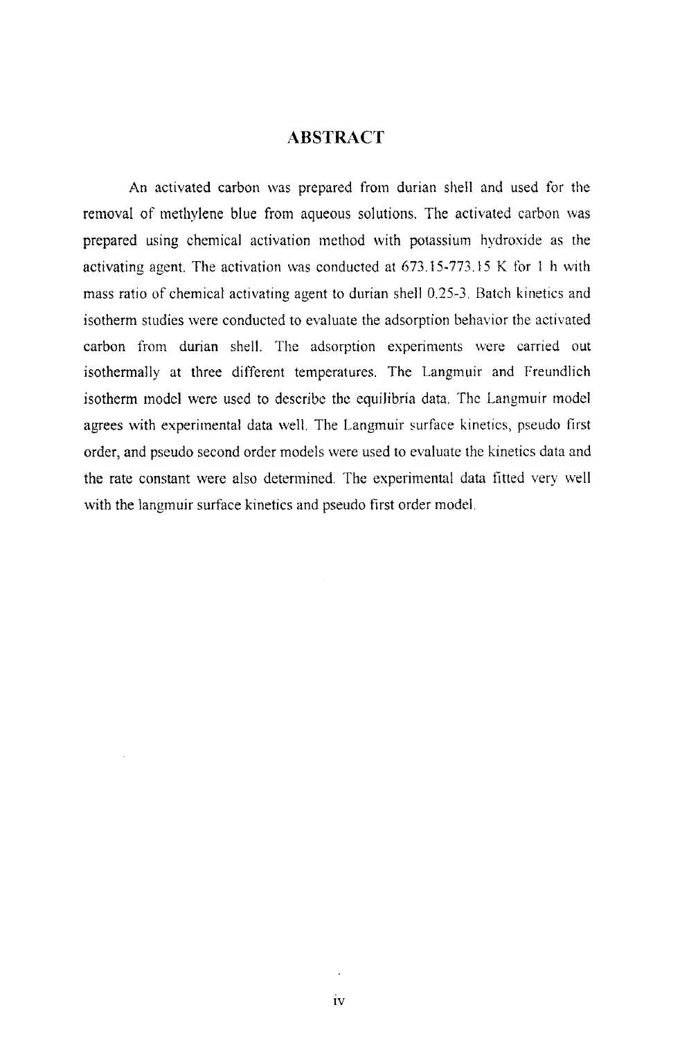# ABSTRACT

An activated carbon was prepared from durian shell and used for the removal of methylene blue from aqueous solutions. The activated carbon was prepared using chemical activation method with potassium hydroxide as the activating agent. The activation was conducted at 673.15-773.15 K for 1 h with mass ratio of chemical activating agent to durian shell 0.25-3. Batch kinetics and isotherm studies were conducted to evaluate the adsorption behavior the activated carbon from durian shell. The adsorption experiments were carried out isothermally at three different temperatures. The Langmuir and Freundlich isotherm model were used to describe the equilibria data. The Langmuir model agrees with experimental data well. The Langmuir surface kinetics, pseudo first order, and pseudo second order models were used to evaluate the kinetics data and the rate constant were also determined. The experimental data fitted very well with the langmuir surface kinetics and pseudo first order model.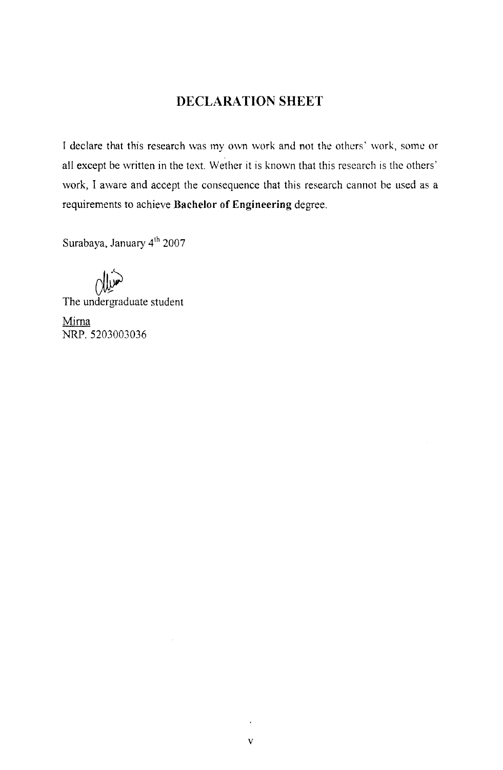## DECLARATION SHEET

I declare that this research was my own work and not the others' work, some or all except be written in the text. Wether it is known that this research is the others' work, I aware and accept the consequence that this research cannot be used as a requirements to achieve **Bachelor of Engineering** degree.

Surabaya, January 4th 2007

The undergraduate student

Mirna
NRP. 5203003036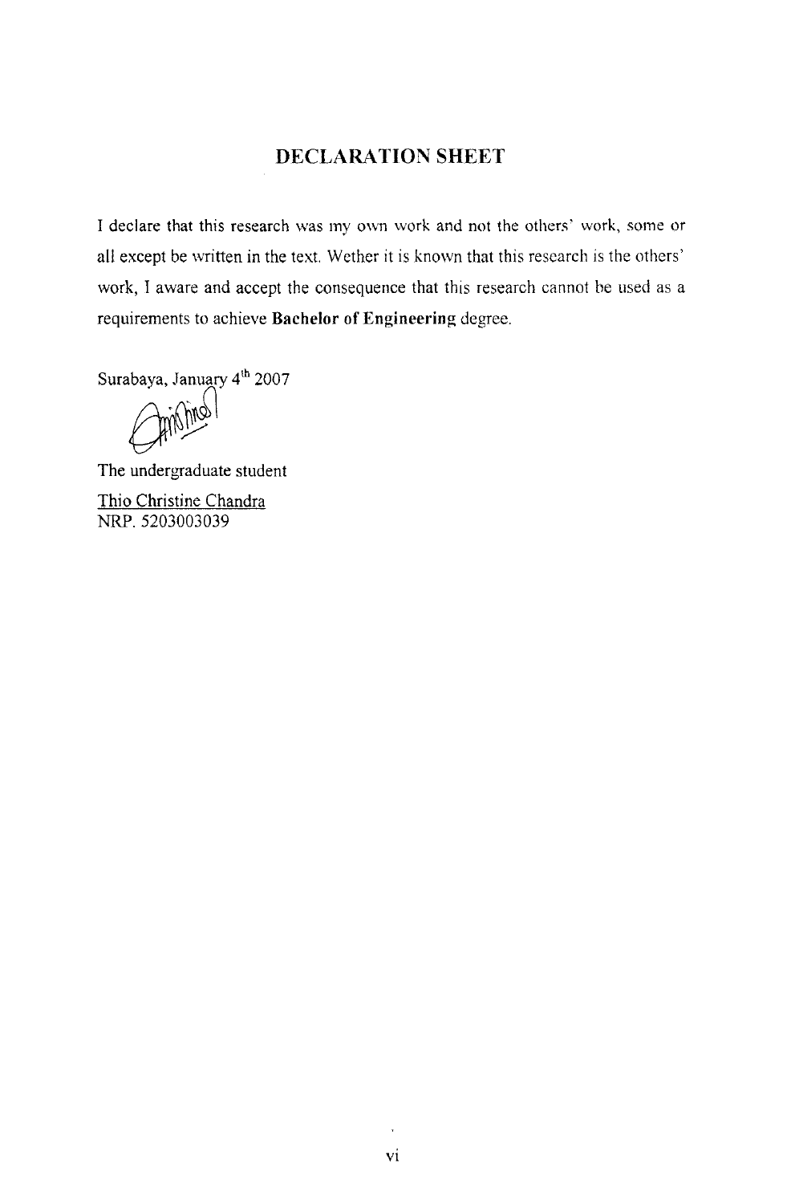## DECLARATION SHEET

I declare that this research was my own work and not the others' work, some or all except be written in the text. Wether it is known that this research is the others' work, I aware and accept the consequence that this research cannot be used as a requirements to achieve **Bachelor of Engineering** degree.

Surabaya, January 4th 2007

The undergraduate student

Thio Christine Chandra  
NRP. 5203003039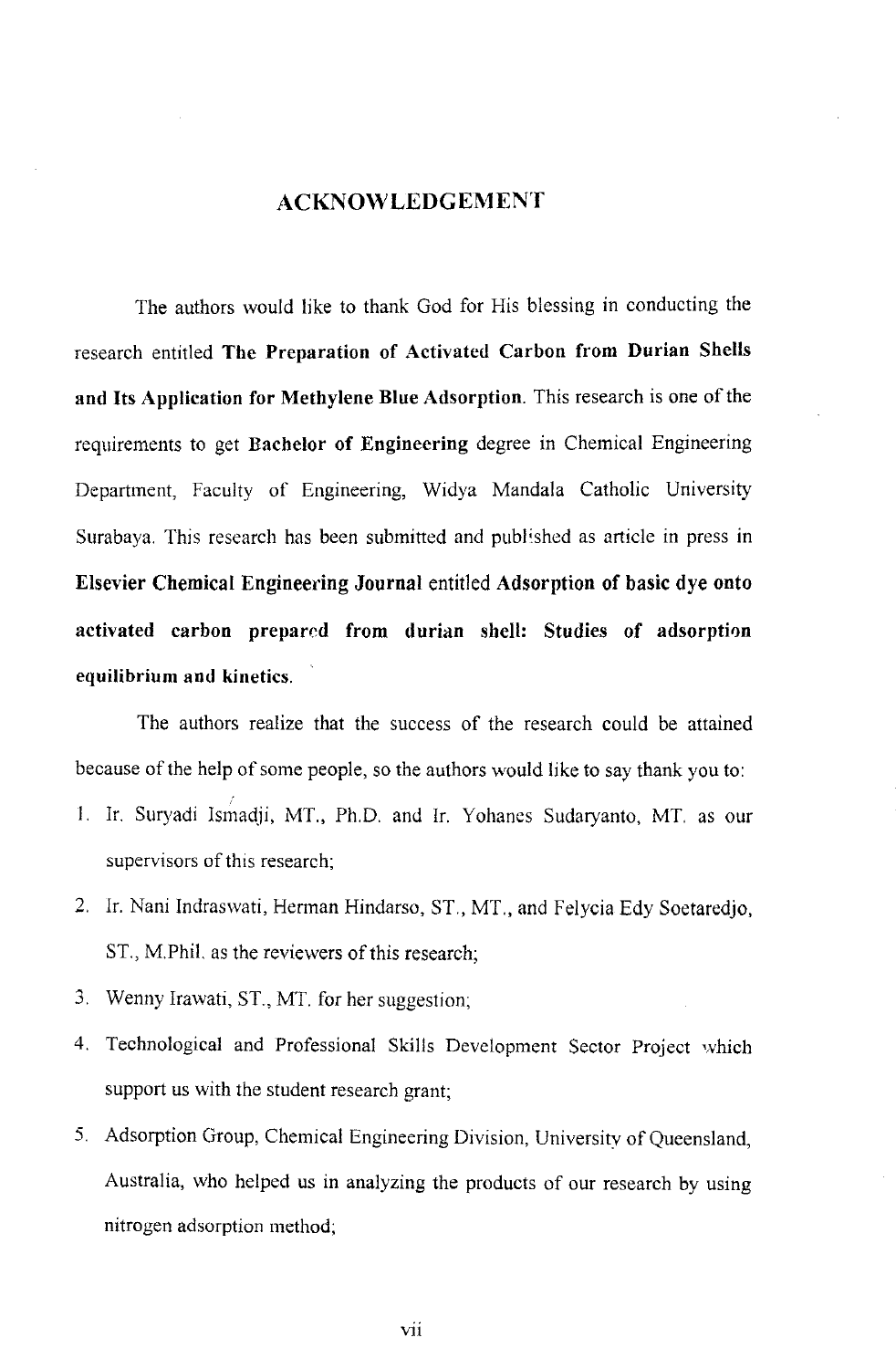# ACKNOWLEDGEMENT

The authors would like to thank God for His blessing in conducting the research entitled **The Preparation of Activated Carbon from Durian Shells and Its Application for Methylene Blue Adsorption**. This research is one of the requirements to get **Bachelor of Engineering** degree in Chemical Engineering Department, Faculty of Engineering, Widya Mandala Catholic University Surabaya. This research has been submitted and published as article in press in **Elsevier Chemical Engineering Journal** entitled **Adsorption of basic dye onto activated carbon prepared from durian shell: Studies of adsorption equilibrium and kinetics.**

The authors realize that the success of the research could be attained because of the help of some people, so the authors would like to say thank you to:

1. Ir. Suryadi Ismadji, MT., Ph.D. and Ir. Yohanes Sudaryanto, MT. as our supervisors of this research;
2. Ir. Nani Indraswati, Herman Hindarso, ST., MT., and Felycia Edy Soetaredjo, ST., M.Phil. as the reviewers of this research;
3. Wenny Irawati, ST., MT. for her suggestion;
4. Technological and Professional Skills Development Sector Project which support us with the student research grant;
5. Adsorption Group, Chemical Engineering Division, University of Queensland, Australia, who helped us in analyzing the products of our research by using nitrogen adsorption method;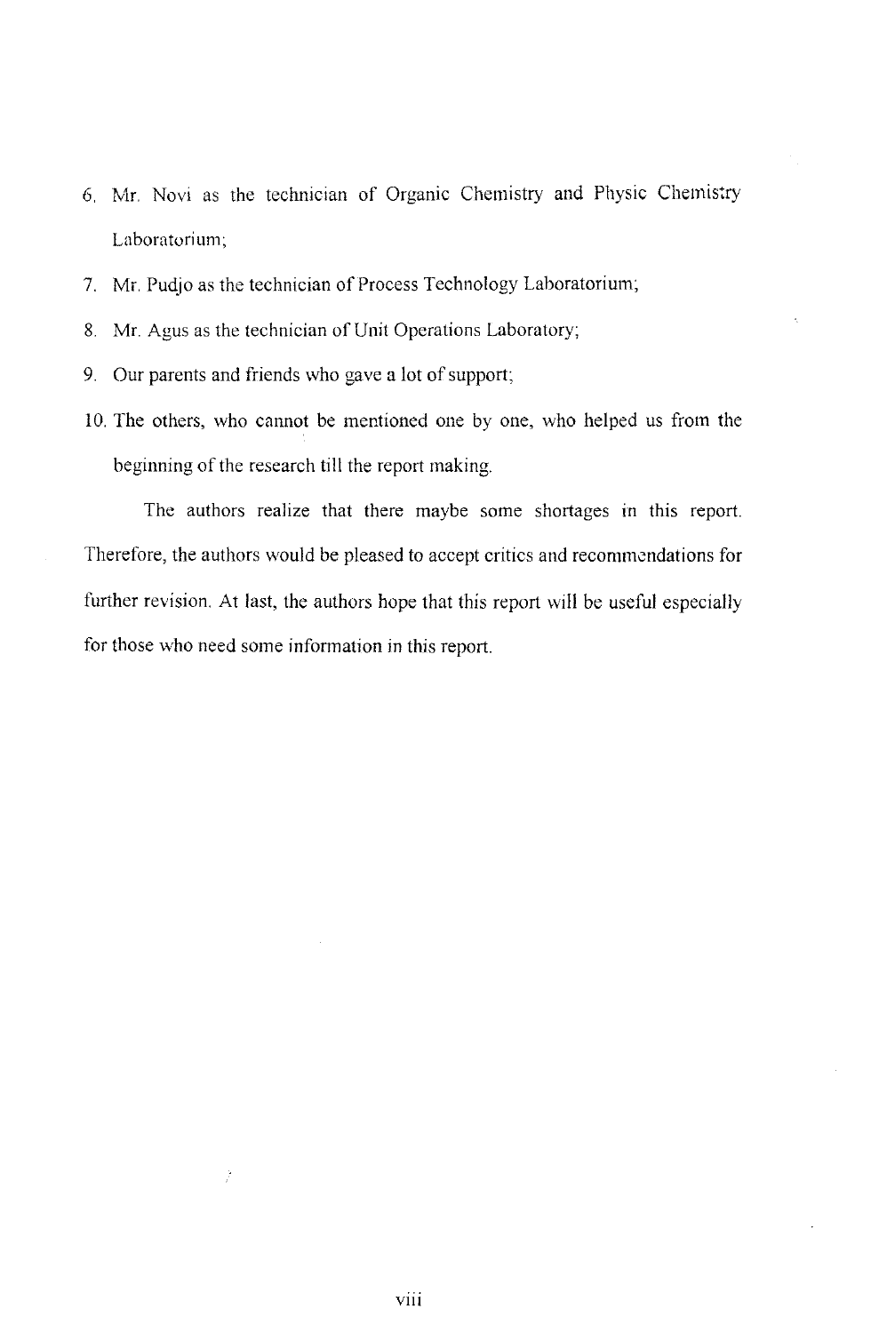6. Mr. Novi as the technician of Organic Chemistry and Physic Chemistry Laboratorium;
7. Mr. Pudjo as the technician of Process Technology Laboratorium;
8. Mr. Agus as the technician of Unit Operations Laboratory;
9. Our parents and friends who gave a lot of support;
10. The others, who cannot be mentioned one by one, who helped us from the beginning of the research till the report making.

The authors realize that there maybe some shortages in this report. Therefore, the authors would be pleased to accept critics and recommendations for further revision. At last, the authors hope that this report will be useful especially for those who need some information in this report.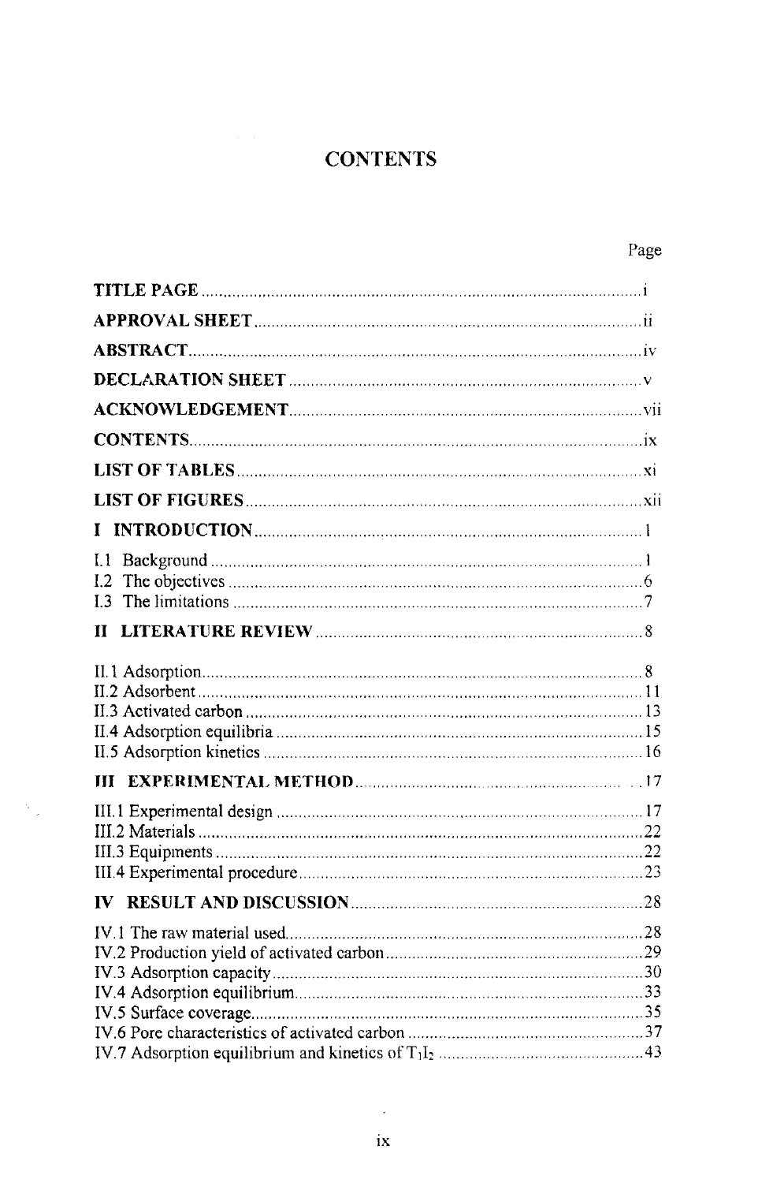# CONTENTS

| | Page |
|---|---|
| **TITLE PAGE** | i |
| **APPROVAL SHEET** | ii |
| **ABSTRACT** | iv |
| **DECLARATION SHEET** | v |
| **ACKNOWLEDGEMENT** | vii |
| **CONTENTS** | ix |
| **LIST OF TABLES** | xi |
| **LIST OF FIGURES** | xii |
| **I INTRODUCTION** | 1 |
| I.1 Background | 1 |
| I.2 The objectives | 6 |
| I.3 The limitations | 7 |
| **II LITERATURE REVIEW** | 8 |
| II.1 Adsorption | 8 |
| II.2 Adsorbent | 11 |
| II.3 Activated carbon | 13 |
| II.4 Adsorption equilibria | 15 |
| II.5 Adsorption kinetics | 16 |
| **III EXPERIMENTAL METHOD** | 17 |
| III.1 Experimental design | 17 |
| III.2 Materials | 22 |
| III.3 Equipments | 22 |
| III.4 Experimental procedure | 23 |
| **IV RESULT AND DISCUSSION** | 28 |
| IV.1 The raw material used | 28 |
| IV.2 Production yield of activated carbon | 29 |
| IV.3 Adsorption capacity | 30 |
| IV.4 Adsorption equilibrium | 33 |
| IV.5 Surface coverage | 35 |
| IV.6 Pore characteristics of activated carbon | 37 |
| IV.7 Adsorption equilibrium and kinetics of $T_1I_2$ | 43 |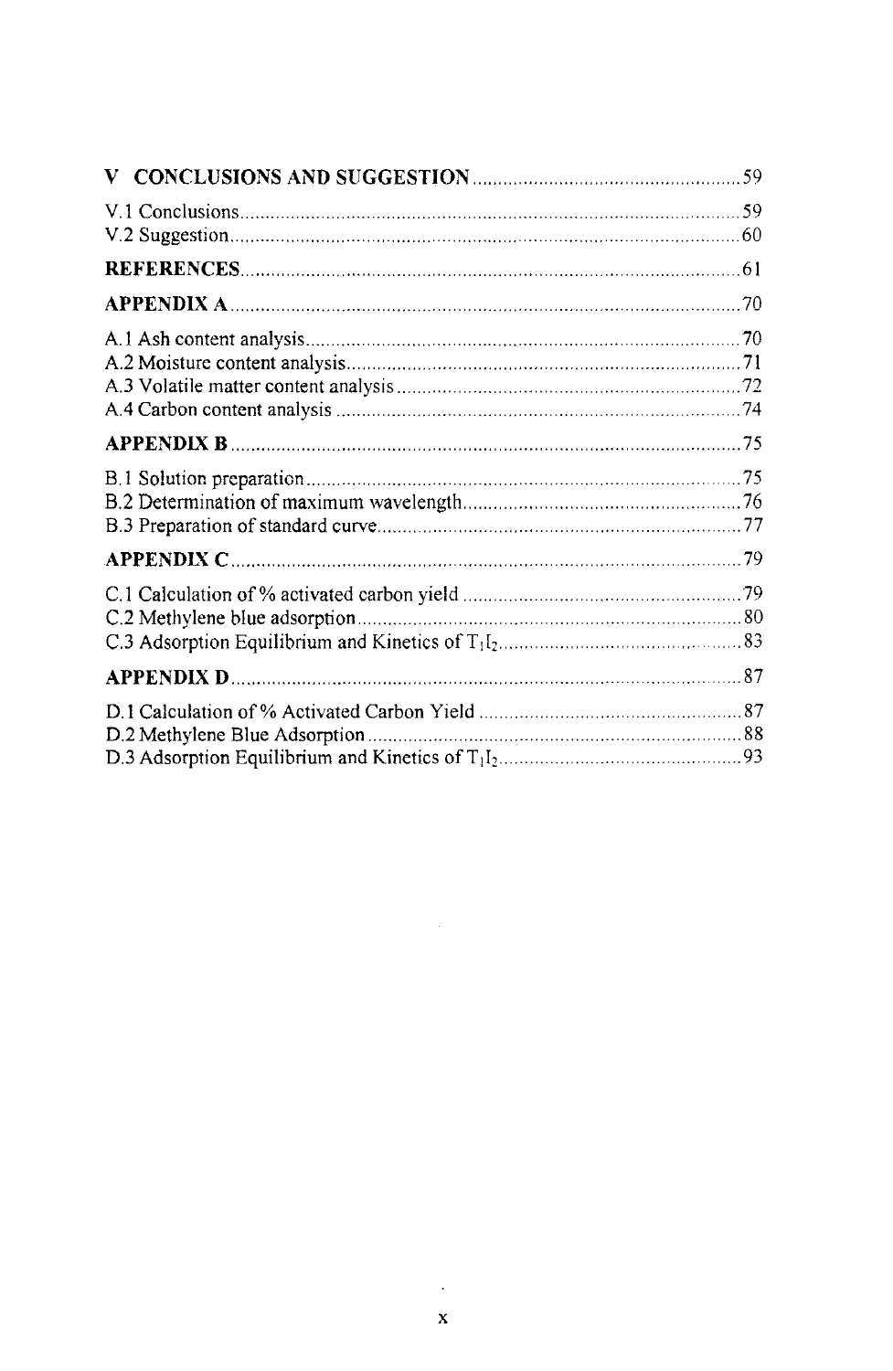**V CONCLUSIONS AND SUGGESTION** ..................................................... 59

V.1 Conclusions ..................................................... 59
V.2 Suggestion ..................................................... 60

**REFERENCES** ..................................................... 61

**APPENDIX A** ..................................................... 70

A.1 Ash content analysis ..................................................... 70
A.2 Moisture content analysis ..................................................... 71
A.3 Volatile matter content analysis ..................................................... 72
A.4 Carbon content analysis ..................................................... 74

**APPENDIX B** ..................................................... 75

B.1 Solution preparation ..................................................... 75
B.2 Determination of maximum wavelength ..................................................... 76
B.3 Preparation of standard curve ..................................................... 77

**APPENDIX C** ..................................................... 79

C.1 Calculation of % activated carbon yield ..................................................... 79
C.2 Methylene blue adsorption ..................................................... 80
C.3 Adsorption Equilibrium and Kinetics of $T_1I_2$ ..................................................... 83

**APPENDIX D** ..................................................... 87

D.1 Calculation of % Activated Carbon Yield ..................................................... 87
D.2 Methylene Blue Adsorption ..................................................... 88
D.3 Adsorption Equilibrium and Kinetics of $T_1I_2$ ..................................................... 93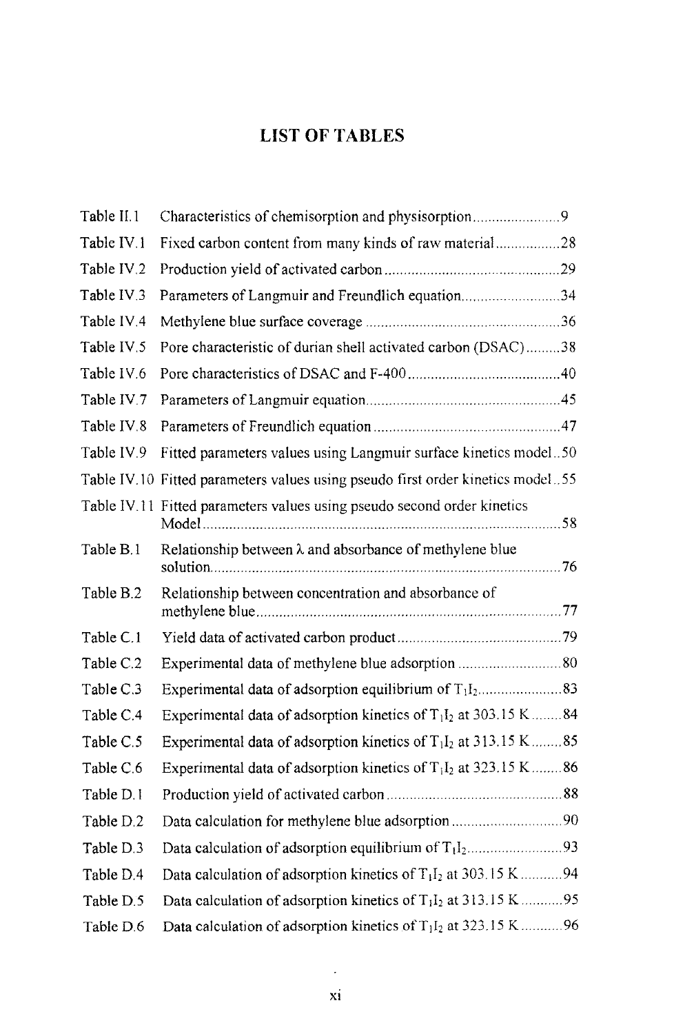# LIST OF TABLES

| | | |
|---|---|---|
| Table II.1 | Characteristics of chemisorption and physisorption | 9 |
| Table IV.1 | Fixed carbon content from many kinds of raw material | 28 |
| Table IV.2 | Production yield of activated carbon | 29 |
| Table IV.3 | Parameters of Langmuir and Freundlich equation | 34 |
| Table IV.4 | Methylene blue surface coverage | 36 |
| Table IV.5 | Pore characteristic of durian shell activated carbon (DSAC) | 38 |
| Table IV.6 | Pore characteristics of DSAC and F-400 | 40 |
| Table IV.7 | Parameters of Langmuir equation | 45 |
| Table IV.8 | Parameters of Freundlich equation | 47 |
| Table IV.9 | Fitted parameters values using Langmuir surface kinetics model | 50 |
| Table IV.10 | Fitted parameters values using pseudo first order kinetics model | 55 |
| Table IV.11 | Fitted parameters values using pseudo second order kinetics Model | 58 |
| Table B.1 | Relationship between λ and absorbance of methylene blue solution | 76 |
| Table B.2 | Relationship between concentration and absorbance of methylene blue | 77 |
| Table C.1 | Yield data of activated carbon product | 79 |
| Table C.2 | Experimental data of methylene blue adsorption | 80 |
| Table C.3 | Experimental data of adsorption equilibrium of $T_1I_2$ | 83 |
| Table C.4 | Experimental data of adsorption kinetics of $T_1I_2$ at 303.15 K | 84 |
| Table C.5 | Experimental data of adsorption kinetics of $T_1I_2$ at 313.15 K | 85 |
| Table C.6 | Experimental data of adsorption kinetics of $T_1I_2$ at 323.15 K | 86 |
| Table D.1 | Production yield of activated carbon | 88 |
| Table D.2 | Data calculation for methylene blue adsorption | 90 |
| Table D.3 | Data calculation of adsorption equilibrium of $T_1I_2$ | 93 |
| Table D.4 | Data calculation of adsorption kinetics of $T_1I_2$ at 303.15 K | 94 |
| Table D.5 | Data calculation of adsorption kinetics of $T_1I_2$ at 313.15 K | 95 |
| Table D.6 | Data calculation of adsorption kinetics of $T_1I_2$ at 323.15 K | 96 |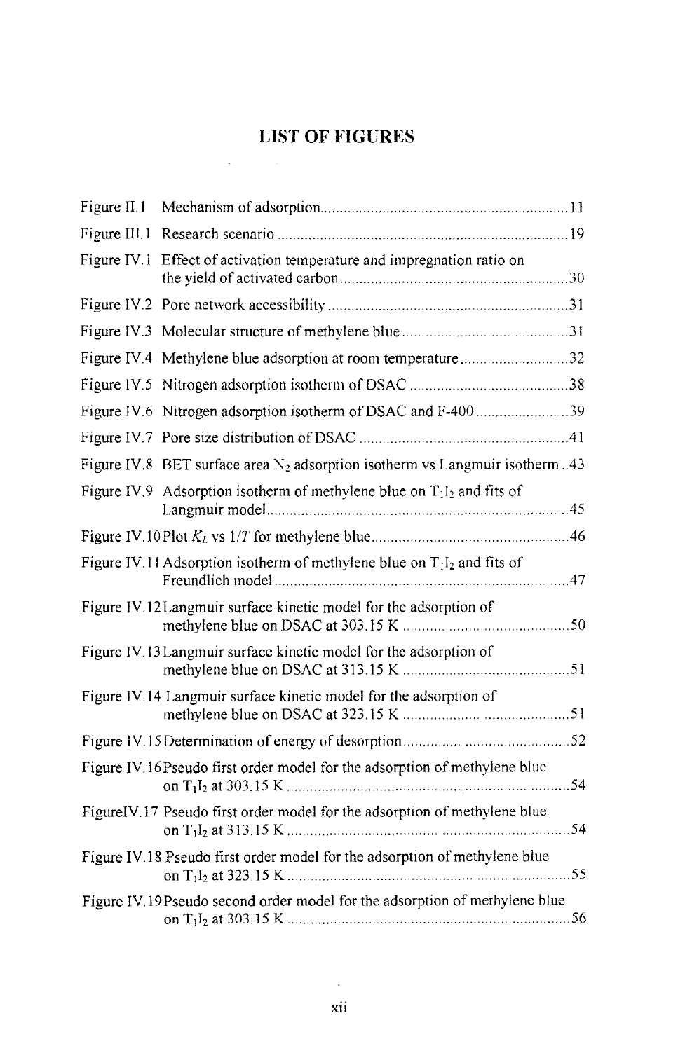# LIST OF FIGURES

Figure II.1 Mechanism of adsorption ........................................ 11

Figure III.1 Research scenario ........................................ 19

Figure IV.1 Effect of activation temperature and impregnation ratio on the yield of activated carbon ........................................ 30

Figure IV.2 Pore network accessibility ........................................ 31

Figure IV.3 Molecular structure of methylene blue ........................................ 31

Figure IV.4 Methylene blue adsorption at room temperature ........................................ 32

Figure IV.5 Nitrogen adsorption isotherm of DSAC ........................................ 38

Figure IV.6 Nitrogen adsorption isotherm of DSAC and F-400 ........................................ 39

Figure IV.7 Pore size distribution of DSAC ........................................ 41

Figure IV.8 BET surface area $N_2$ adsorption isotherm vs Langmuir isotherm .. 43

Figure IV.9 Adsorption isotherm of methylene blue on $T_1I_2$ and fits of Langmuir model ........................................ 45

Figure IV.10 Plot $K_L$ vs $1/T$ for methylene blue ........................................ 46

Figure IV.11 Adsorption isotherm of methylene blue on $T_1I_2$ and fits of Freundlich model ........................................ 47

Figure IV.12 Langmuir surface kinetic model for the adsorption of methylene blue on DSAC at 303.15 K ........................................ 50

Figure IV.13 Langmuir surface kinetic model for the adsorption of methylene blue on DSAC at 313.15 K ........................................ 51

Figure IV.14 Langmuir surface kinetic model for the adsorption of methylene blue on DSAC at 323.15 K ........................................ 51

Figure IV.15 Determination of energy of desorption ........................................ 52

Figure IV.16 Pseudo first order model for the adsorption of methylene blue on $T_1I_2$ at 303.15 K ........................................ 54

Figure IV.17 Pseudo first order model for the adsorption of methylene blue on $T_1I_2$ at 313.15 K ........................................ 54

Figure IV.18 Pseudo first order model for the adsorption of methylene blue on $T_1I_2$ at 323.15 K ........................................ 55

Figure IV.19 Pseudo second order model for the adsorption of methylene blue on $T_1I_2$ at 303.15 K ........................................ 56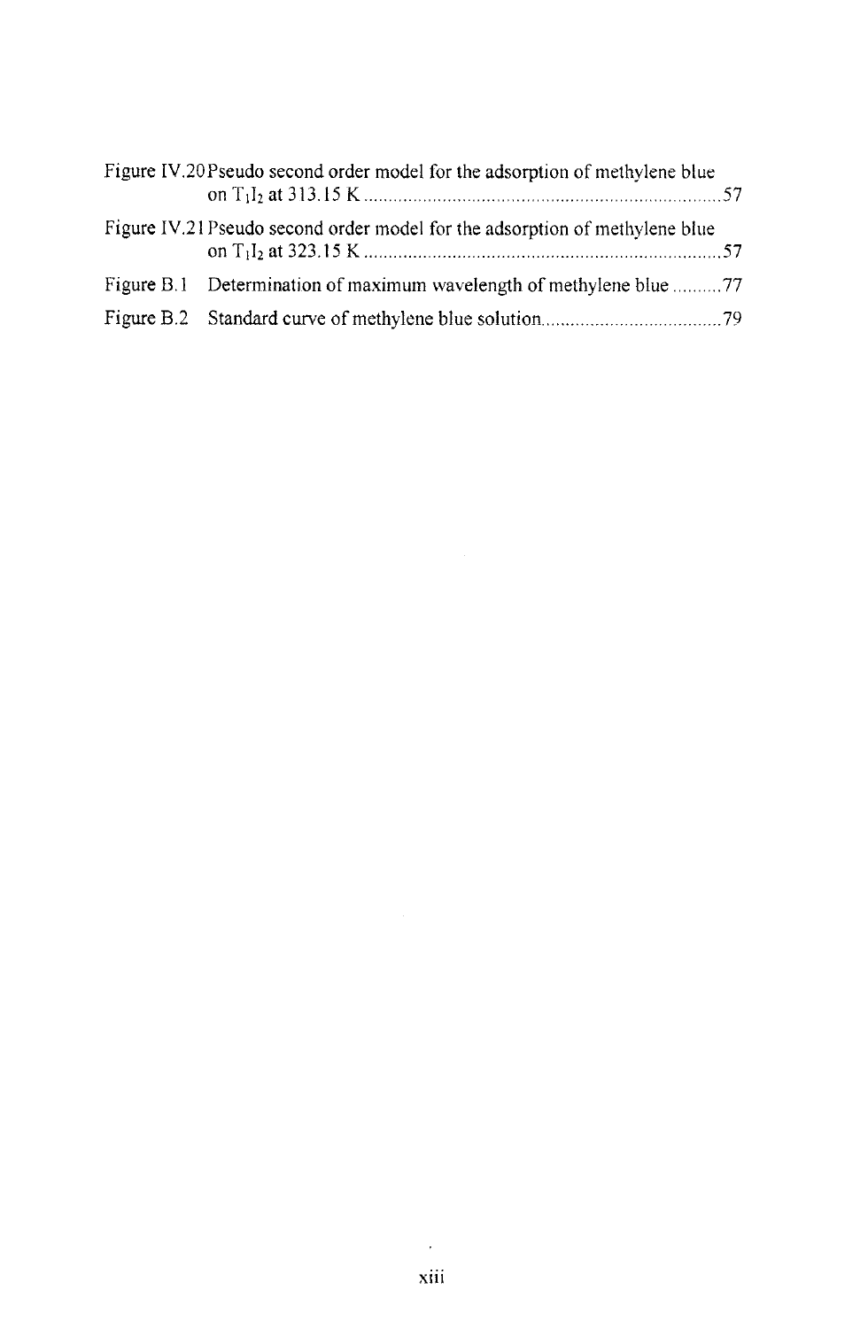Figure IV.20 Pseudo second order model for the adsorption of methylene blue on $T_1I_2$ at 313.15 K ........................................................................57

Figure IV.21 Pseudo second order model for the adsorption of methylene blue on $T_1I_2$ at 323.15 K ........................................................................57

Figure B.1 Determination of maximum wavelength of methylene blue ..........77

Figure B.2 Standard curve of methylene blue solution.....................................79